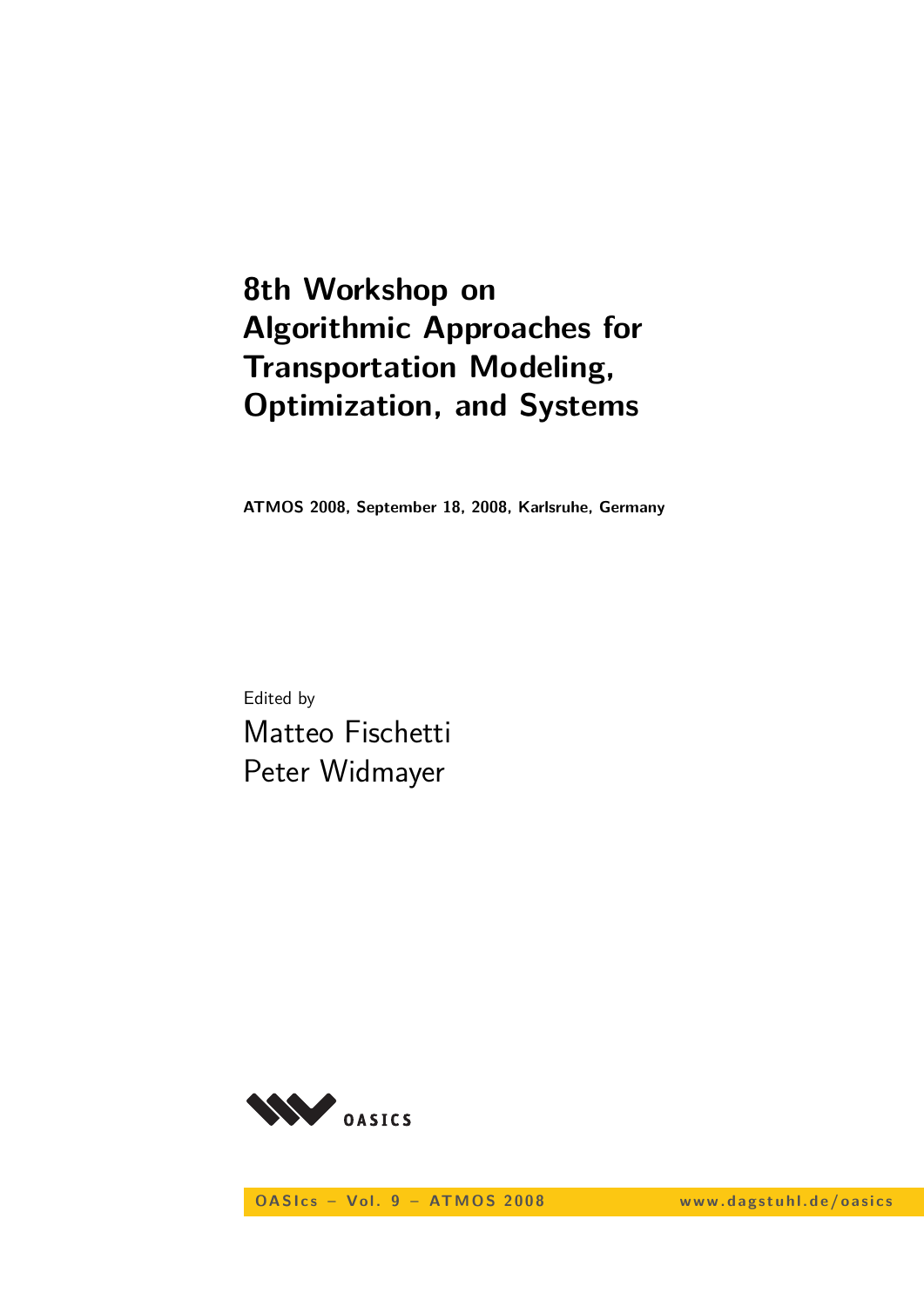# 8th Workshop on Algorithmic Approaches for Transportation Modeling, Optimization, and Systems

**ATMOS 2008, September 18, 2008, Karlsruhe, Germany**

Edited by

Matteo Fischetti
Peter Widmayer

OASIcs – Vol. 9 – ATMOS 2008 www.dagstuhl.de/oasics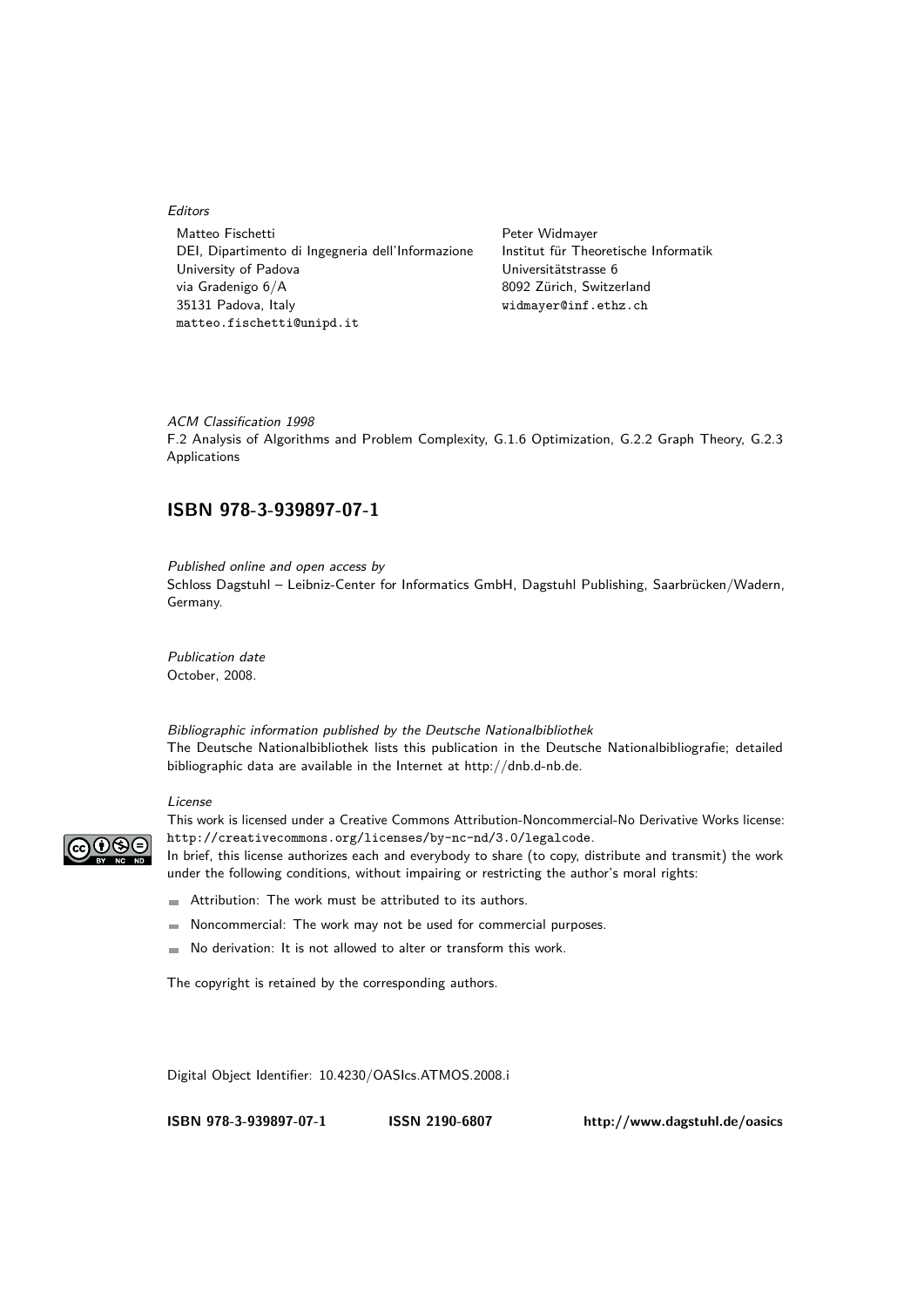*Editors*

Matteo Fischetti
DEI, Dipartimento di Ingegneria dell'Informazione
University of Padova
via Gradenigo 6/A
35131 Padova, Italy
matteo.fischetti@unipd.it

Peter Widmayer
Institut für Theoretische Informatik
Universitätstrasse 6
8092 Zürich, Switzerland
widmayer@inf.ethz.ch

*ACM Classification 1998*
F.2 Analysis of Algorithms and Problem Complexity, G.1.6 Optimization, G.2.2 Graph Theory, G.2.3 Applications

## ISBN 978-3-939897-07-1

*Published online and open access by*
Schloss Dagstuhl – Leibniz-Center for Informatics GmbH, Dagstuhl Publishing, Saarbrücken/Wadern, Germany.

*Publication date*
October, 2008.

*Bibliographic information published by the Deutsche Nationalbibliothek*
The Deutsche Nationalbibliothek lists this publication in the Deutsche Nationalbibliografie; detailed bibliographic data are available in the Internet at http://dnb.d-nb.de.

*License*
This work is licensed under a Creative Commons Attribution-Noncommercial-No Derivative Works license: http://creativecommons.org/licenses/by-nc-nd/3.0/legalcode.
In brief, this license authorizes each and everybody to share (to copy, distribute and transmit) the work under the following conditions, without impairing or restricting the author's moral rights:

- Attribution: The work must be attributed to its authors.
- Noncommercial: The work may not be used for commercial purposes.
- No derivation: It is not allowed to alter or transform this work.

The copyright is retained by the corresponding authors.

Digital Object Identifier: 10.4230/OASIcs.ATMOS.2008.i

**ISBN 978-3-939897-07-1** **ISSN 2190-6807** **http://www.dagstuhl.de/oasics**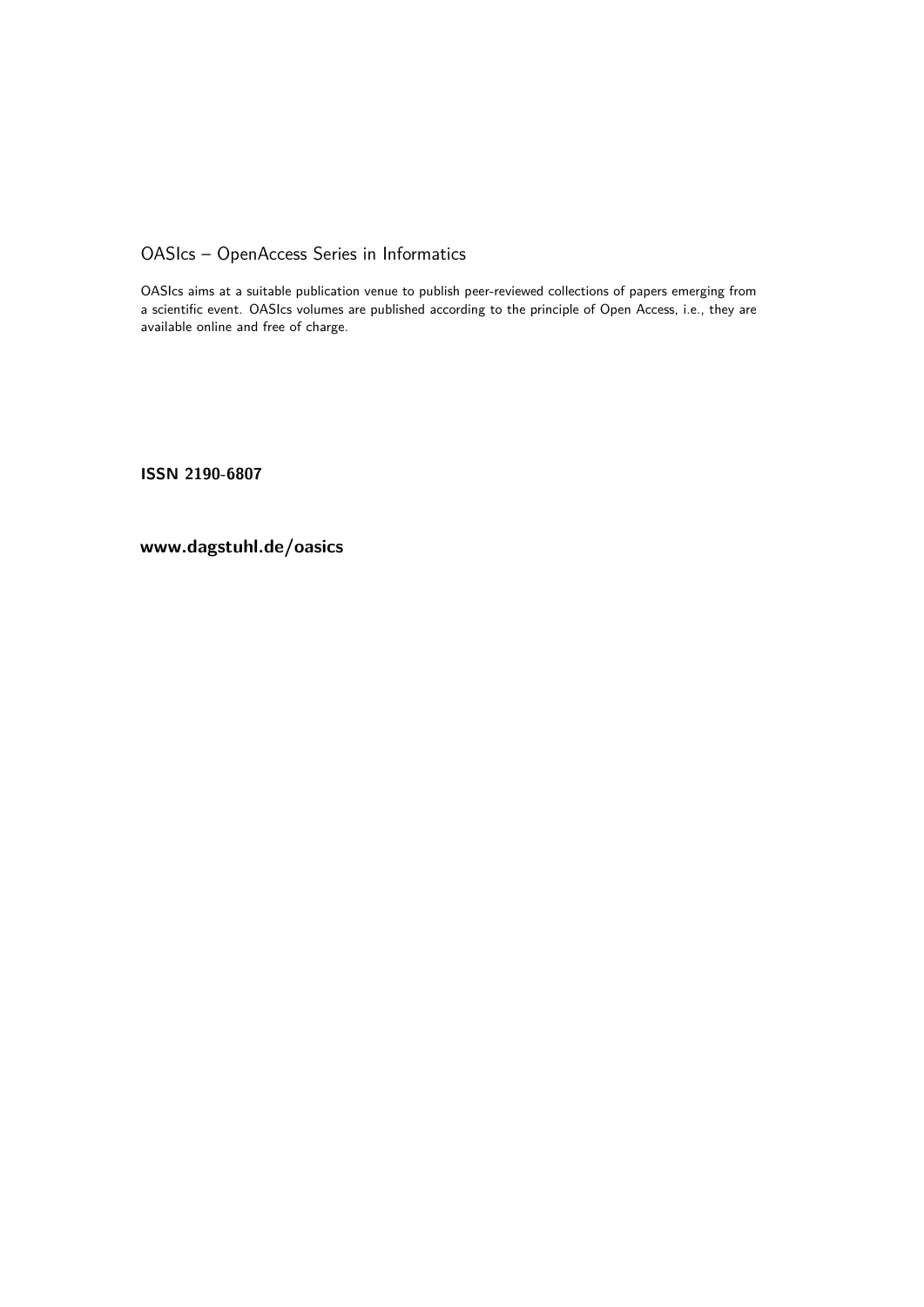# OASIcs – OpenAccess Series in Informatics

OASIcs aims at a suitable publication venue to publish peer-reviewed collections of papers emerging from a scientific event. OASIcs volumes are published according to the principle of Open Access, i.e., they are available online and free of charge.

**ISSN 2190-6807**

**www.dagstuhl.de/oasics**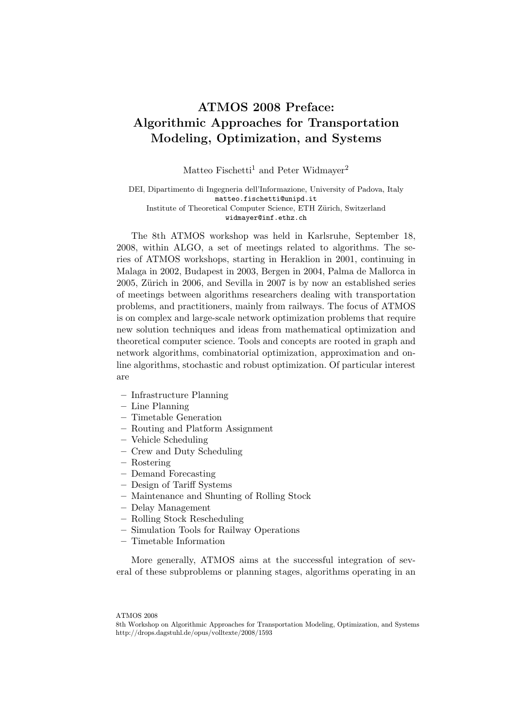# ATMOS 2008 Preface: Algorithmic Approaches for Transportation Modeling, Optimization, and Systems

Matteo Fischetti[1] and Peter Widmayer[2]

DEI, Dipartimento di Ingegneria dell'Informazione, University of Padova, Italy
matteo.fischetti@unipd.it
Institute of Theoretical Computer Science, ETH Zürich, Switzerland
widmayer@inf.ethz.ch

The 8th ATMOS workshop was held in Karlsruhe, September 18, 2008, within ALGO, a set of meetings related to algorithms. The series of ATMOS workshops, starting in Heraklion in 2001, continuing in Malaga in 2002, Budapest in 2003, Bergen in 2004, Palma de Mallorca in 2005, Zürich in 2006, and Sevilla in 2007 is by now an established series of meetings between algorithms researchers dealing with transportation problems, and practitioners, mainly from railways. The focus of ATMOS is on complex and large-scale network optimization problems that require new solution techniques and ideas from mathematical optimization and theoretical computer science. Tools and concepts are rooted in graph and network algorithms, combinatorial optimization, approximation and online algorithms, stochastic and robust optimization. Of particular interest are

- Infrastructure Planning
- Line Planning
- Timetable Generation
- Routing and Platform Assignment
- Vehicle Scheduling
- Crew and Duty Scheduling
- Rostering
- Demand Forecasting
- Design of Tariff Systems
- Maintenance and Shunting of Rolling Stock
- Delay Management
- Rolling Stock Rescheduling
- Simulation Tools for Railway Operations
- Timetable Information

More generally, ATMOS aims at the successful integration of several of these subproblems or planning stages, algorithms operating in an

ATMOS 2008
8th Workshop on Algorithmic Approaches for Transportation Modeling, Optimization, and Systems
http://drops.dagstuhl.de/opus/volltexte/2008/1593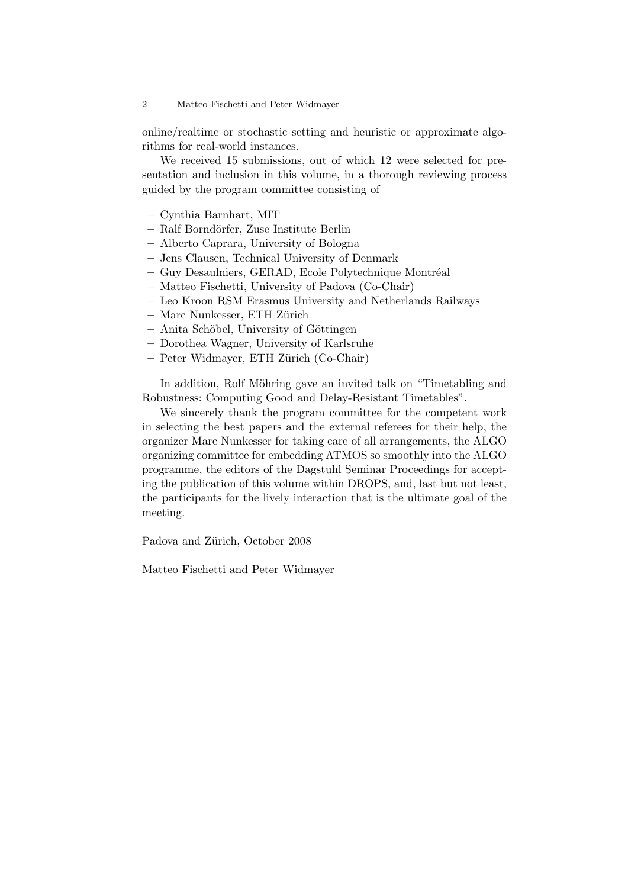online/realtime or stochastic setting and heuristic or approximate algorithms for real-world instances.

We received 15 submissions, out of which 12 were selected for presentation and inclusion in this volume, in a thorough reviewing process guided by the program committee consisting of

- Cynthia Barnhart, MIT
- Ralf Borndörfer, Zuse Institute Berlin
- Alberto Caprara, University of Bologna
- Jens Clausen, Technical University of Denmark
- Guy Desaulniers, GERAD, Ecole Polytechnique Montréal
- Matteo Fischetti, University of Padova (Co-Chair)
- Leo Kroon RSM Erasmus University and Netherlands Railways
- Marc Nunkesser, ETH Zürich
- Anita Schöbel, University of Göttingen
- Dorothea Wagner, University of Karlsruhe
- Peter Widmayer, ETH Zürich (Co-Chair)

In addition, Rolf Möhring gave an invited talk on "Timetabling and Robustness: Computing Good and Delay-Resistant Timetables".

We sincerely thank the program committee for the competent work in selecting the best papers and the external referees for their help, the organizer Marc Nunkesser for taking care of all arrangements, the ALGO organizing committee for embedding ATMOS so smoothly into the ALGO programme, the editors of the Dagstuhl Seminar Proceedings for accepting the publication of this volume within DROPS, and, last but not least, the participants for the lively interaction that is the ultimate goal of the meeting.

Padova and Zürich, October 2008

Matteo Fischetti and Peter Widmayer